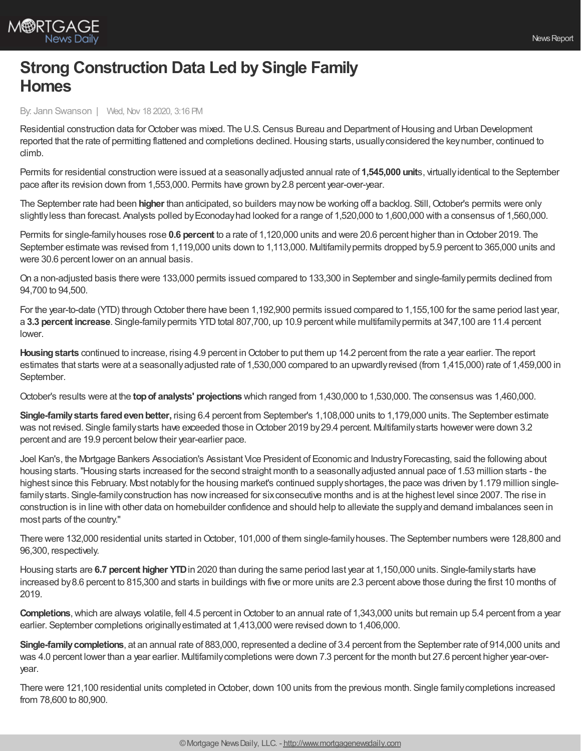# Strong Construction Data Led by Single Family Homes

By: Jann Swanson | Wed, Nov 18 2020, 3:16 PM

Residential construction data for October was mixed. The U.S. Census Bureau and Department of Housing and Urban Development reported that the rate of permitting flattened and completions declined. Housing starts, usually considered the key number, continued to climb.

Permits for residential construction were issued at a seasonally adjusted annual rate of **1,545,000 unit**s, virtually identical to the September pace after its revision down from 1,553,000. Permits have grown by 2.8 percent year-over-year.

The September rate had been **higher** than anticipated, so builders may now be working off a backlog. Still, October's permits were only slightly less than forecast. Analysts polled by Econoday had looked for a range of 1,520,000 to 1,600,000 with a consensus of 1,560,000.

Permits for single-family houses rose **0.6 percent** to a rate of 1,120,000 units and were 20.6 percent higher than in October 2019. The September estimate was revised from 1,119,000 units down to 1,113,000. Multifamily permits dropped by 5.9 percent to 365,000 units and were 30.6 percent lower on an annual basis.

On a non-adjusted basis there were 133,000 permits issued compared to 133,300 in September and single-family permits declined from 94,700 to 94,500.

For the year-to-date (YTD) through October there have been 1,192,900 permits issued compared to 1,155,100 for the same period last year, a **3.3 percent increase**. Single-family permits YTD total 807,700, up 10.9 percent while multifamily permits at 347,100 are 11.4 percent lower.

**Housing starts** continued to increase, rising 4.9 percent in October to put them up 14.2 percent from the rate a year earlier. The report estimates that starts were at a seasonally adjusted rate of 1,530,000 compared to an upwardly revised (from 1,415,000) rate of 1,459,000 in September.

October's results were at the **top of analysts' projections** which ranged from 1,430,000 to 1,530,000. The consensus was 1,460,000.

**Single-family starts fared even better,** rising 6.4 percent from September's 1,108,000 units to 1,179,000 units. The September estimate was not revised. Single family starts have exceeded those in October 2019 by 29.4 percent. Multifamily starts however were down 3.2 percent and are 19.9 percent below their year-earlier pace.

Joel Kan's, the Mortgage Bankers Association's Assistant Vice President of Economic and Industry Forecasting, said the following about housing starts. "Housing starts increased for the second straight month to a seasonally adjusted annual pace of 1.53 million starts - the highest since this February. Most notably for the housing market's continued supply shortages, the pace was driven by 1.179 million single-family starts. Single-family construction has now increased for six consecutive months and is at the highest level since 2007. The rise in construction is in line with other data on homebuilder confidence and should help to alleviate the supply and demand imbalances seen in most parts of the country."

There were 132,000 residential units started in October, 101,000 of them single-family houses. The September numbers were 128,800 and 96,300, respectively.

Housing starts are **6.7 percent higher YTD** in 2020 than during the same period last year at 1,150,000 units. Single-family starts have increased by 8.6 percent to 815,300 and starts in buildings with five or more units are 2.3 percent above those during the first 10 months of 2019.

**Completions**, which are always volatile, fell 4.5 percent in October to an annual rate of 1,343,000 units but remain up 5.4 percent from a year earlier. September completions originally estimated at 1,413,000 were revised down to 1,406,000.

**Single-family completions**, at an annual rate of 883,000, represented a decline of 3.4 percent from the September rate of 914,000 units and was 4.0 percent lower than a year earlier. Multifamily completions were down 7.3 percent for the month but 27.6 percent higher year-over-year.

There were 121,100 residential units completed in October, down 100 units from the previous month. Single family completions increased from 78,600 to 80,900.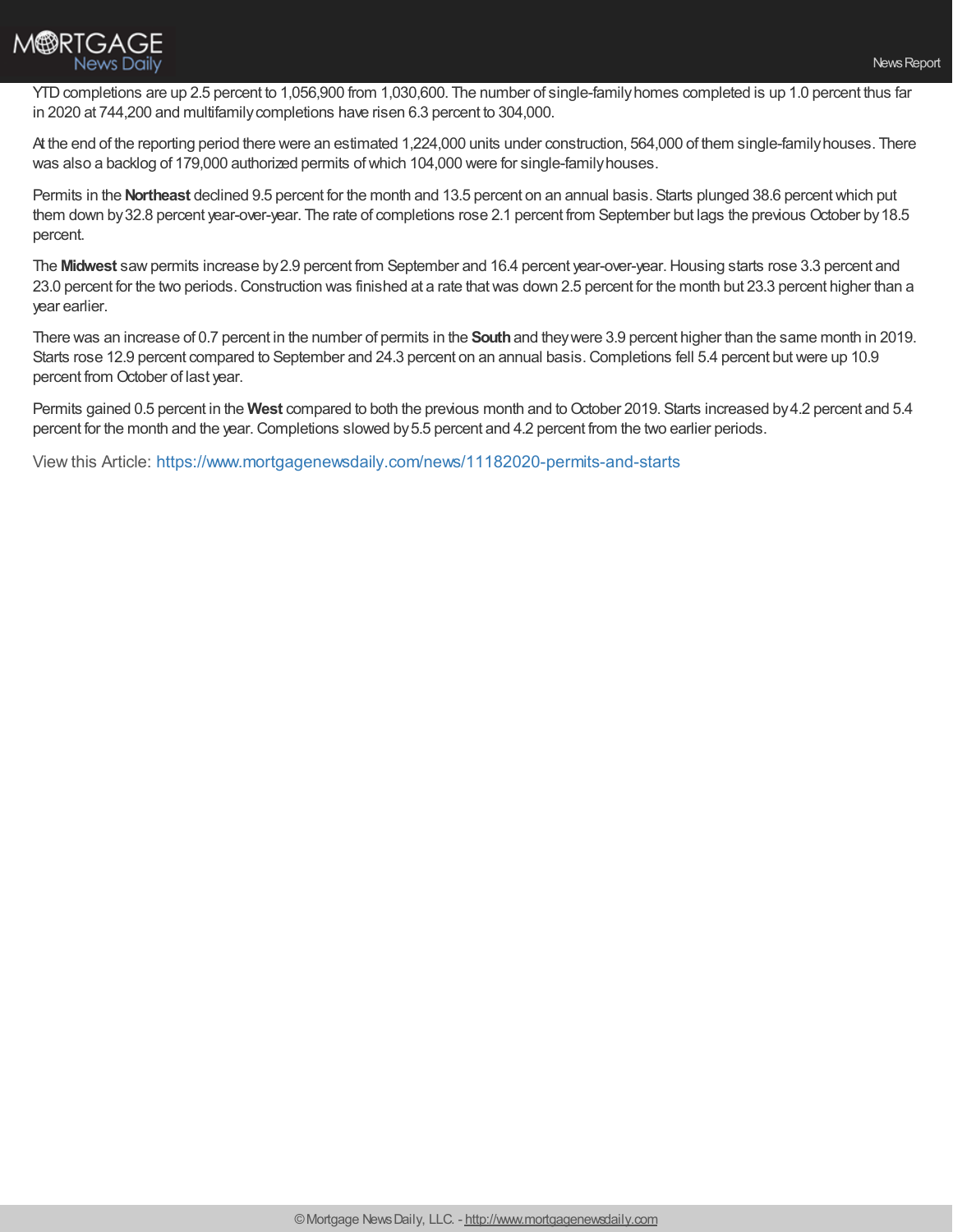YTD completions are up 2.5 percent to 1,056,900 from 1,030,600. The number of single-family homes completed is up 1.0 percent thus far in 2020 at 744,200 and multifamily completions have risen 6.3 percent to 304,000.

At the end of the reporting period there were an estimated 1,224,000 units under construction, 564,000 of them single-family houses. There was also a backlog of 179,000 authorized permits of which 104,000 were for single-family houses.

Permits in the **Northeast** declined 9.5 percent for the month and 13.5 percent on an annual basis. Starts plunged 38.6 percent which put them down by 32.8 percent year-over-year. The rate of completions rose 2.1 percent from September but lags the previous October by 18.5 percent.

The **Midwest** saw permits increase by 2.9 percent from September and 16.4 percent year-over-year. Housing starts rose 3.3 percent and 23.0 percent for the two periods. Construction was finished at a rate that was down 2.5 percent for the month but 23.3 percent higher than a year earlier.

There was an increase of 0.7 percent in the number of permits in the **South** and they were 3.9 percent higher than the same month in 2019. Starts rose 12.9 percent compared to September and 24.3 percent on an annual basis. Completions fell 5.4 percent but were up 10.9 percent from October of last year.

Permits gained 0.5 percent in the **West** compared to both the previous month and to October 2019. Starts increased by 4.2 percent and 5.4 percent for the month and the year. Completions slowed by 5.5 percent and 4.2 percent from the two earlier periods.

View this Article: https://www.mortgagenewsdaily.com/news/11182020-permits-and-starts